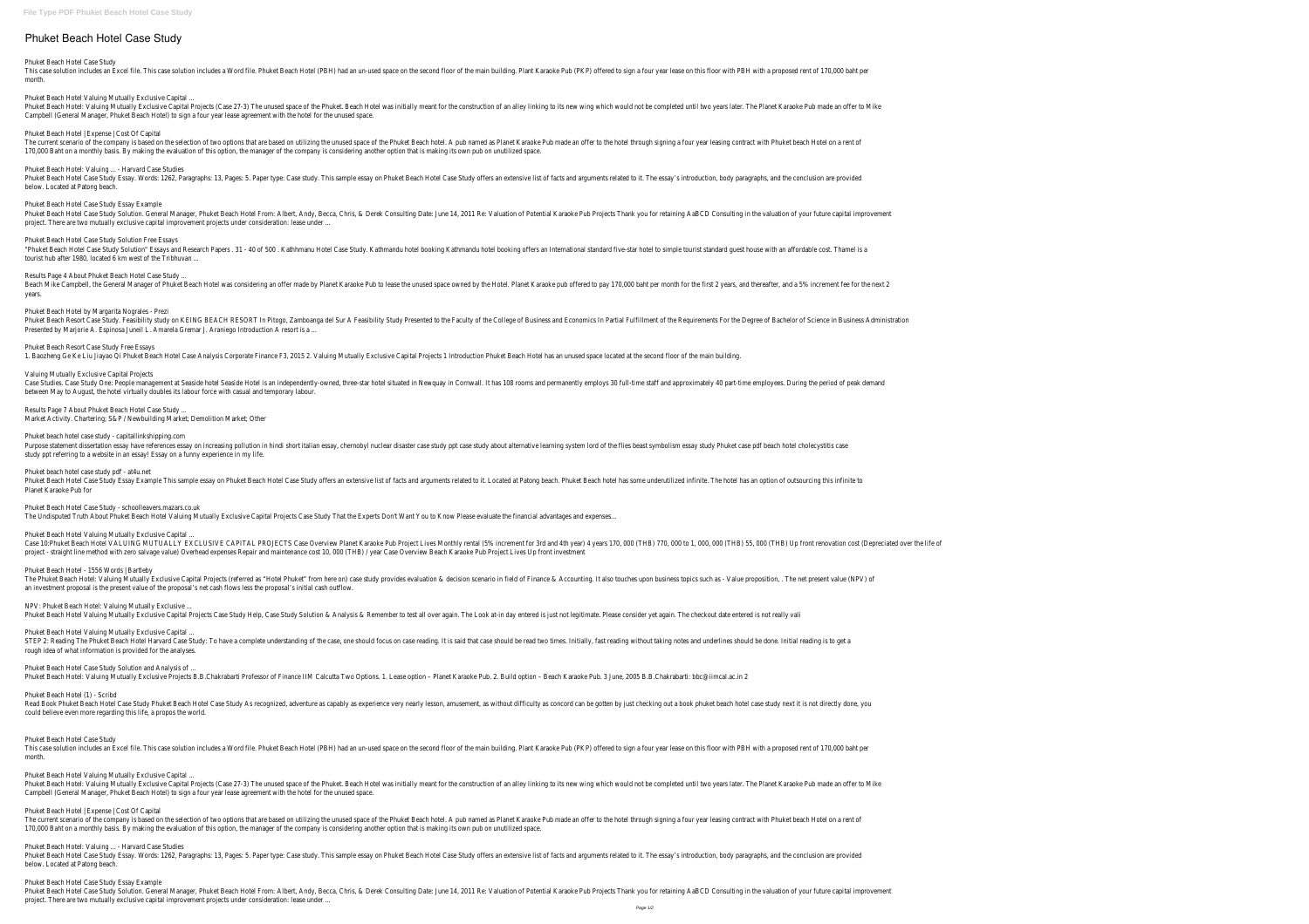# Phuket Beach Hotel Case Study

Phuket Beach Hotel Case Study

This case solution includes an Excel file. This case solution includes a Word file. Phuket Beach Hotel (PBH) had an un-used space on the second floor of the main building. Plant Karaoke Pub (PKP) offered to sign a four year lease on this floor with PBH with a proposed rent of 170,000 baht per month.

Phuket Beach Hotel Valuing Mutually Exclusive Capital ...

Phuket Beach Hotel: Valuing Mutually Exclusive Capital Projects (Case 27-3) The unused space of the Phuket. Beach Hotel was initially meant for the construction of an alley linking to its new wing which would not be completed until two years later. The Planet Karaoke Pub made an offer to Mike Campbell (General Manager, Phuket Beach Hotel) to sign a four year lease agreement with the hotel for the unused space.

Phuket Beach Hotel | Expense | Cost Of Capital

The current scenario of the company is based on the selection of two options that are based on utilizing the unused space of the Phuket Beach hotel. A pub named as Planet Karaoke Pub made an offer to the hotel through signing a four year leasing contract with Phuket beach Hotel on a rent of 170,000 Baht on a monthly basis. By making the evaluation of this option, the manager of the company is considering another option that is making its own pub on unutilized space.

Phuket Beach Hotel: Valuing ... - Harvard Case Studies

Phuket Beach Hotel Case Study Essay. Words: 1262, Paragraphs: 13, Pages: 5. Paper type: Case study. This sample essay on Phuket Beach Hotel Case Study offers an extensive list of facts and arguments related to it. The essay's introduction, body paragraphs, and the conclusion are provided below. Located at Patong beach.

Phuket Beach Hotel Case Study Essay Example

Phuket Beach Hotel Case Study Solution. General Manager, Phuket Beach Hotel From: Albert, Andy, Becca, Chris, & Derek Consulting Date: June 14, 2011 Re: Valuation of Potential Karaoke Pub Projects Thank you for retaining AaBCD Consulting in the valuation of your future capital improvement project. There are two mutually exclusive capital improvement projects under consideration: lease under ...

Phuket Beach Hotel Case Study Solution Free Essays

"Phuket Beach Hotel Case Study Solution" Essays and Research Papers . 31 - 40 of 500 . Kathhmanu Hotel Case Study. Kathmandu hotel booking Kathmandu hotel booking offers an International standard five-star hotel to simple tourist standard guest house with an affordable cost. Thamel is a tourist hub after 1980, located 6 km west of the Tribhuvan ...

Results Page 4 About Phuket Beach Hotel Case Study ...

Beach Mike Campbell, the General Manager of Phuket Beach Hotel was considering an offer made by Planet Karaoke Pub to lease the unused space owned by the Hotel. Planet Karaoke pub offered to pay 170,000 baht per month for the first 2 years, and thereafter, and a 5% increment fee for the next 2 years.

Phuket Beach Hotel by Margarita Nograles - Prezi

Phuket Beach Resort Case Study. Feasibility study on KEING BEACH RESORT In Pitogo, Zamboanga del Sur A Feasibility Study Presented to the Faculty of the College of Business and Economics In Partial Fulfillment of the Requirements For the Degree of Bachelor of Science in Business Administration Presented by Marjorie A. Espinosa Juneil L. Amarela Gremar J. Araniego Introduction A resort is a ...

Phuket Beach Resort Case Study Free Essays

1. Baozheng Ge Ke Liu Jiayao Qi Phuket Beach Hotel Case Analysis Corporate Finance F3, 2015 2. Valuing Mutually Exclusive Capital Projects 1 Introduction Phuket Beach Hotel has an unused space located at the second floor of the main building.

Valuing Mutually Exclusive Capital Projects

Case Studies. Case Study One: People management at Seaside hotel Seaside Hotel is an independently-owned, three-star hotel situated in Newquay in Cornwall. It has 108 rooms and permanently employs 30 full-time staff and approximately 40 part-time employees. During the period of peak demand between May to August, the hotel virtually doubles its labour force with casual and temporary labour.

Results Page 7 About Phuket Beach Hotel Case Study ...

Market Activity. Chartering; S&P / Newbuilding Market; Demolition Market; Other

Phuket beach hotel case study - capitallinkshipping.com

Purpose statement dissertation essay have references essay on increasing pollution in hindi short italian essay, chernobyl nuclear disaster case study ppt case study about alternative learning system lord of the flies beast symbolism essay study Phuket case pdf beach hotel cholecystitis case study ppt referring to a website in an essay! Essay on a funny experience in my life.

Phuket beach hotel case study pdf - at4u.net

Phuket Beach Hotel Case Study Essay Example This sample essay on Phuket Beach Hotel Case Study offers an extensive list of facts and arguments related to it. Located at Patong beach. Phuket Beach hotel has some underutilized infinite. The hotel has an option of outsourcing this infinite to Planet Karaoke Pub for

Phuket Beach Hotel Case Study - schoolleavers.mazars.co.uk

The Undisputed Truth About Phuket Beach Hotel Valuing Mutually Exclusive Capital Projects Case Study That the Experts Don't Want You to Know Please evaluate the financial advantages and expenses...

Phuket Beach Hotel Valuing Mutually Exclusive Capital ...

Case 10:Phuket Beach Hotel VALUING MUTUALLY EXCLUSIVE CAPITAL PROJECTS Case Overview Planet Karaoke Pub Project Lives Monthly rental (5% increment for 3rd and 4th year) 4 years 170, 000 (THB) 770, 000 to 1, 000, 000 (THB) 55, 000 (THB) Up front renovation cost (Depreciated over the life of project - straight line method with zero salvage value) Overhead expenses Repair and maintenance cost 10, 000 (THB) / year Case Overview Beach Karaoke Pub Project Lives Up front investment

Phuket Beach Hotel - 1556 Words | Bartleby

The Phuket Beach Hotel: Valuing Mutually Exclusive Capital Projects (referred as "Hotel Phuket" from here on) case study provides evaluation & decision scenario in field of Finance & Accounting. It also touches upon business topics such as - Value proposition, . The net present value (NPV) of an investment proposal is the present value of the proposal's net cash flows less the proposal's initial cash outflow.

NPV: Phuket Beach Hotel: Valuing Mutually Exclusive ...

Phuket Beach Hotel Valuing Mutually Exclusive Capital Projects Case Study Help, Case Study Solution & Analysis & Remember to test all over again. The Look at-in day entered is just not legitimate. Please consider yet again. The checkout date entered is not really vali

Phuket Beach Hotel Valuing Mutually Exclusive Capital ...

STEP 2: Reading The Phuket Beach Hotel Harvard Case Study: To have a complete understanding of the case, one should focus on case reading. It is said that case should be read two times. Initially, fast reading without taking notes and underlines should be done. Initial reading is to get a rough idea of what information is provided for the analyses.

Phuket Beach Hotel Case Study Solution and Analysis of ...

Phuket Beach Hotel: Valuing Mutually Exclusive Projects B.B.Chakrabarti Professor of Finance IIM Calcutta Two Options. 1. Lease option – Planet Karaoke Pub. 2. Build option – Beach Karaoke Pub. 3 June, 2005 B.B.Chakrabarti: bbc@iimcal.ac.in 2

Phuket Beach Hotel (1) - Scribd

Read Book Phuket Beach Hotel Case Study Phuket Beach Hotel Case Study As recognized, adventure as capably as experience very nearly lesson, amusement, as without difficulty as concord can be gotten by just checking out a book phuket beach hotel case study next it is not directly done, you could believe even more regarding this life, a propos the world.

Phuket Beach Hotel Case Study

This case solution includes an Excel file. This case solution includes a Word file. Phuket Beach Hotel (PBH) had an un-used space on the second floor of the main building. Plant Karaoke Pub (PKP) offered to sign a four year lease on this floor with PBH with a proposed rent of 170,000 baht per month.

Phuket Beach Hotel Valuing Mutually Exclusive Capital ...

Phuket Beach Hotel: Valuing Mutually Exclusive Capital Projects (Case 27-3) The unused space of the Phuket. Beach Hotel was initially meant for the construction of an alley linking to its new wing which would not be completed until two years later. The Planet Karaoke Pub made an offer to Mike Campbell (General Manager, Phuket Beach Hotel) to sign a four year lease agreement with the hotel for the unused space.

Phuket Beach Hotel | Expense | Cost Of Capital

The current scenario of the company is based on the selection of two options that are based on utilizing the unused space of the Phuket Beach hotel. A pub named as Planet Karaoke Pub made an offer to the hotel through signing a four year leasing contract with Phuket beach Hotel on a rent of 170,000 Baht on a monthly basis. By making the evaluation of this option, the manager of the company is considering another option that is making its own pub on unutilized space.

Phuket Beach Hotel: Valuing ... - Harvard Case Studies

Phuket Beach Hotel Case Study Essay. Words: 1262, Paragraphs: 13, Pages: 5. Paper type: Case study. This sample essay on Phuket Beach Hotel Case Study offers an extensive list of facts and arguments related to it. The essay's introduction, body paragraphs, and the conclusion are provided below. Located at Patong beach.

Phuket Beach Hotel Case Study Essay Example

Phuket Beach Hotel Case Study Solution. General Manager, Phuket Beach Hotel From: Albert, Andy, Becca, Chris, & Derek Consulting Date: June 14, 2011 Re: Valuation of Potential Karaoke Pub Projects Thank you for retaining AaBCD Consulting in the valuation of your future capital improvement project. There are two mutually exclusive capital improvement projects under consideration: lease under ...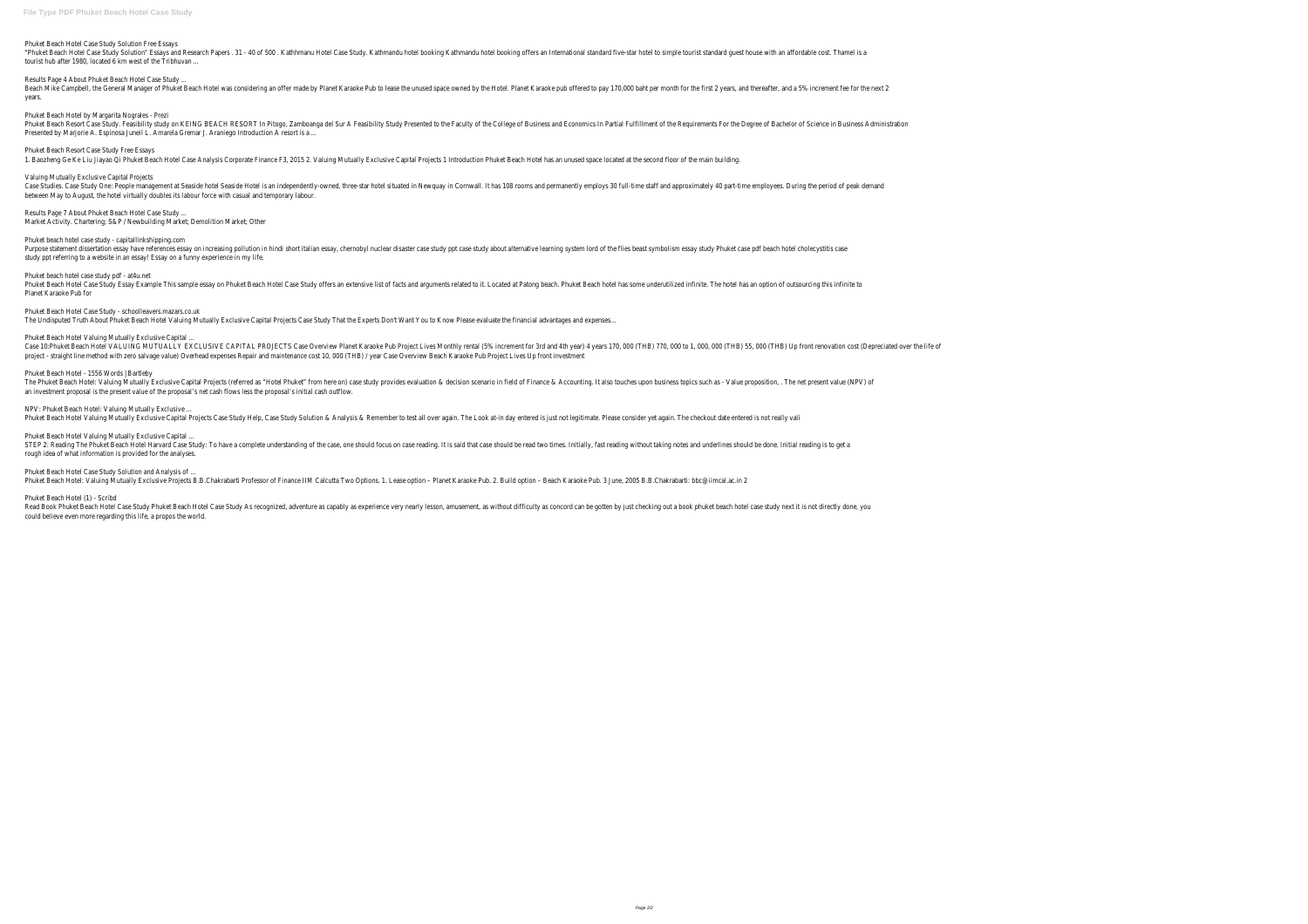Phuket Beach Hotel Case Study Solution Free Essays

"Phuket Beach Hotel Case Study Solution" Essays and Research Papers . 31 - 40 of 500 . Kathhmanu Hotel Case Study. Kathmandu hotel booking Kathmandu hotel booking offers an International standard five-star hotel to simple tourist standard guest house with an affordable cost. Thamel is a tourist hub after 1980, located 6 km west of the Tribhuvan ...

Results Page 4 About Phuket Beach Hotel Case Study ...

Beach Mike Campbell, the General Manager of Phuket Beach Hotel was considering an offer made by Planet Karaoke Pub to lease the unused space owned by the Hotel. Planet Karaoke pub offered to pay 170,000 baht per month for the first 2 years, and thereafter, and a 5% increment fee for the next 2 years.

Phuket Beach Hotel by Margarita Nograles - Prezi

Phuket Beach Resort Case Study. Feasibility study on KEING BEACH RESORT In Pitogo, Zamboanga del Sur A Feasibility Study Presented to the Faculty of the College of Business and Economics In Partial Fulfillment of the Requirements For the Degree of Bachelor of Science in Business Administration Presented by Marjorie A. Espinosa Juneil L. Amarela Gremar J. Araniego Introduction A resort is a ...

Phuket Beach Resort Case Study Free Essays

1. Baozheng Ge Ke Liu Jiayao Qi Phuket Beach Hotel Case Analysis Corporate Finance F3, 2015 2. Valuing Mutually Exclusive Capital Projects 1 Introduction Phuket Beach Hotel has an unused space located at the second floor of the main building.

Valuing Mutually Exclusive Capital Projects

Case Studies. Case Study One: People management at Seaside hotel Seaside Hotel is an independently-owned, three-star hotel situated in Newquay in Cornwall. It has 108 rooms and permanently employs 30 full-time staff and approximately 40 part-time employees. During the period of peak demand between May to August, the hotel virtually doubles its labour force with casual and temporary labour.

Results Page 7 About Phuket Beach Hotel Case Study ...

Market Activity. Chartering; S&P / Newbuilding Market; Demolition Market; Other

Phuket beach hotel case study - capitallinkshipping.com

Purpose statement dissertation essay have references essay on increasing pollution in hindi short italian essay, chernobyl nuclear disaster case study ppt case study about alternative learning system lord of the flies beast symbolism essay study Phuket case pdf beach hotel cholecystitis case study ppt referring to a website in an essay! Essay on a funny experience in my life.

Phuket beach hotel case study pdf - at4u.net

Phuket Beach Hotel Case Study Essay Example This sample essay on Phuket Beach Hotel Case Study offers an extensive list of facts and arguments related to it. Located at Patong beach. Phuket Beach hotel has some underutilized infinite. The hotel has an option of outsourcing this infinite to Planet Karaoke Pub for

Phuket Beach Hotel Case Study - schoolleavers.mazars.co.uk

The Undisputed Truth About Phuket Beach Hotel Valuing Mutually Exclusive Capital Projects Case Study That the Experts Don't Want You to Know Please evaluate the financial advantages and expenses...

Phuket Beach Hotel Valuing Mutually Exclusive Capital ...

Case 10:Phuket Beach Hotel VALUING MUTUALLY EXCLUSIVE CAPITAL PROJECTS Case Overview Planet Karaoke Pub Project Lives Monthly rental (5% increment for 3rd and 4th year) 4 years 170, 000 (THB) 770, 000 to 1, 000, 000 (THB) 55, 000 (THB) Up front renovation cost (Depreciated over the life of project - straight line method with zero salvage value) Overhead expenses Repair and maintenance cost 10, 000 (THB) / year Case Overview Beach Karaoke Pub Project Lives Up front investment

Phuket Beach Hotel - 1556 Words | Bartleby

The Phuket Beach Hotel: Valuing Mutually Exclusive Capital Projects (referred as "Hotel Phuket" from here on) case study provides evaluation & decision scenario in field of Finance & Accounting. It also touches upon business topics such as - Value proposition, . The net present value (NPV) of an investment proposal is the present value of the proposal's net cash flows less the proposal's initial cash outflow.

NPV: Phuket Beach Hotel: Valuing Mutually Exclusive ...

Phuket Beach Hotel Valuing Mutually Exclusive Capital Projects Case Study Help, Case Study Solution & Analysis & Remember to test all over again. The Look at-in day entered is just not legitimate. Please consider yet again. The checkout date entered is not really vali

Phuket Beach Hotel Valuing Mutually Exclusive Capital ...

STEP 2: Reading The Phuket Beach Hotel Harvard Case Study: To have a complete understanding of the case, one should focus on case reading. It is said that case should be read two times. Initially, fast reading without taking notes and underlines should be done. Initial reading is to get a rough idea of what information is provided for the analyses.

Phuket Beach Hotel Case Study Solution and Analysis of ...

Phuket Beach Hotel: Valuing Mutually Exclusive Projects B.B.Chakrabarti Professor of Finance IIM Calcutta Two Options. 1. Lease option – Planet Karaoke Pub. 2. Build option – Beach Karaoke Pub. 3 June, 2005 B.B.Chakrabarti: bbc@iimcal.ac.in 2

Phuket Beach Hotel (1) - Scribd

Read Book Phuket Beach Hotel Case Study Phuket Beach Hotel Case Study As recognized, adventure as capably as experience very nearly lesson, amusement, as without difficulty as concord can be gotten by just checking out a book phuket beach hotel case study next it is not directly done, you could believe even more regarding this life, a propos the world.